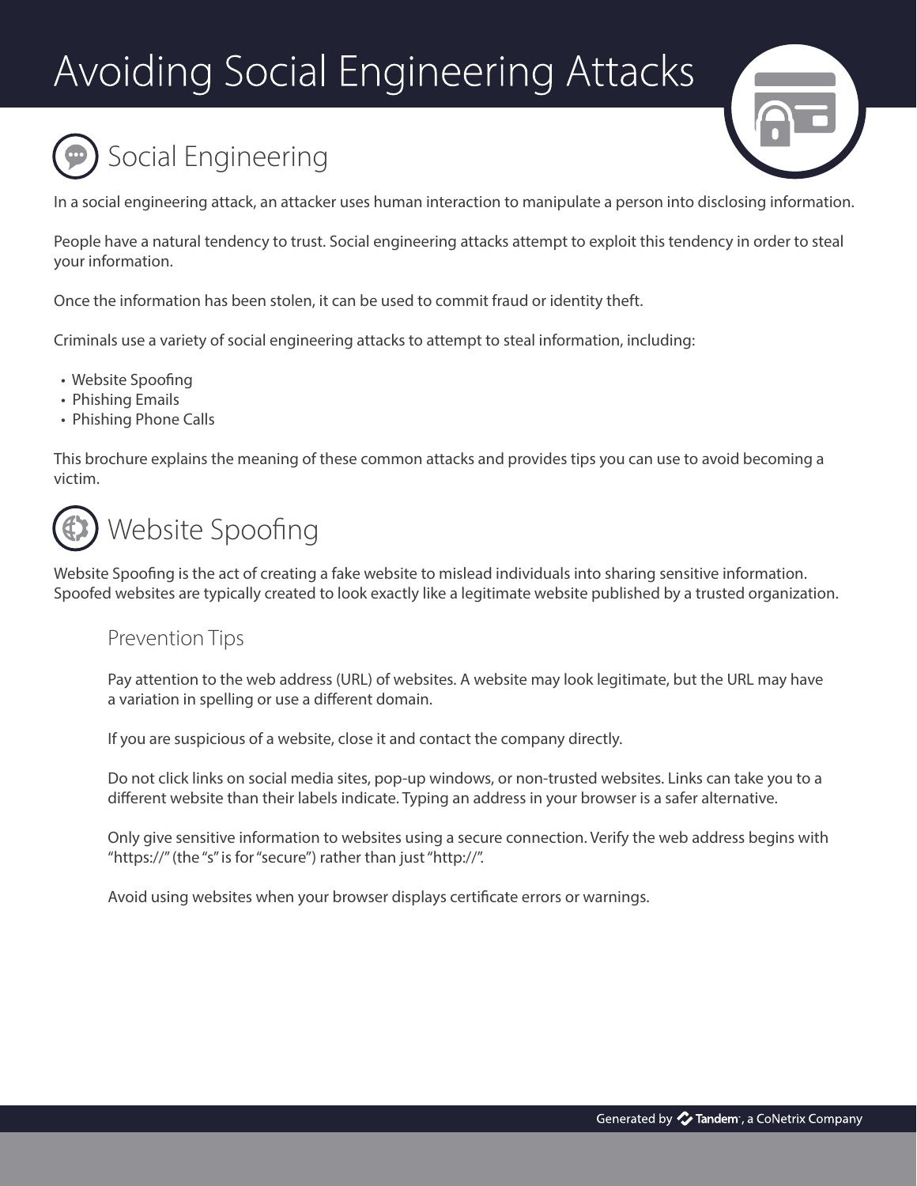# Avoiding Social Engineering Attacks

## Social Engineering

In a social engineering attack, an attacker uses human interaction to manipulate a person into disclosing information.

People have a natural tendency to trust. Social engineering attacks attempt to exploit this tendency in order to steal your information.

Once the information has been stolen, it can be used to commit fraud or identity theft.

Criminals use a variety of social engineering attacks to attempt to steal information, including:

- Website Spoofing
- Phishing Emails
- Phishing Phone Calls

This brochure explains the meaning of these common attacks and provides tips you can use to avoid becoming a victim.

## Website Spoofing

Website Spoofing is the act of creating a fake website to mislead individuals into sharing sensitive information. Spoofed websites are typically created to look exactly like a legitimate website published by a trusted organization.

### Prevention Tips

Pay attention to the web address (URL) of websites. A website may look legitimate, but the URL may have a variation in spelling or use a different domain.

If you are suspicious of a website, close it and contact the company directly.

Do not click links on social media sites, pop-up windows, or non-trusted websites. Links can take you to a different website than their labels indicate. Typing an address in your browser is a safer alternative.

Only give sensitive information to websites using a secure connection. Verify the web address begins with "https://" (the "s" is for "secure") rather than just "http://".

Avoid using websites when your browser displays certificate errors or warnings.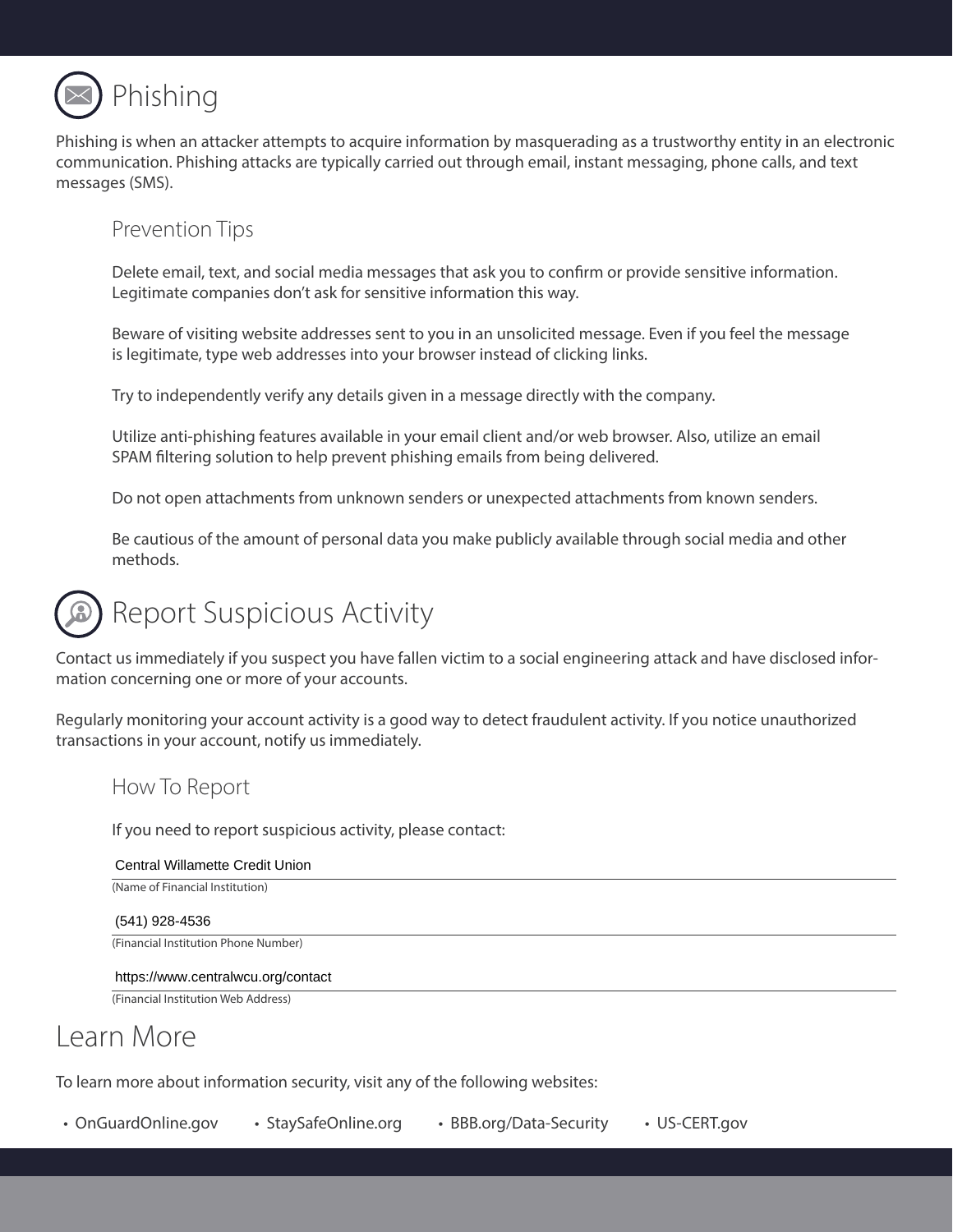# Phishing

Phishing is when an attacker attempts to acquire information by masquerading as a trustworthy entity in an electronic communication. Phishing attacks are typically carried out through email, instant messaging, phone calls, and text messages (SMS).

## Prevention Tips

Delete email, text, and social media messages that ask you to confirm or provide sensitive information. Legitimate companies don't ask for sensitive information this way.

Beware of visiting website addresses sent to you in an unsolicited message. Even if you feel the message is legitimate, type web addresses into your browser instead of clicking links.

Try to independently verify any details given in a message directly with the company.

Utilize anti-phishing features available in your email client and/or web browser. Also, utilize an email SPAM filtering solution to help prevent phishing emails from being delivered.

Do not open attachments from unknown senders or unexpected attachments from known senders.

Be cautious of the amount of personal data you make publicly available through social media and other methods.

# Report Suspicious Activity

Contact us immediately if you suspect you have fallen victim to a social engineering attack and have disclosed information concerning one or more of your accounts.

Regularly monitoring your account activity is a good way to detect fraudulent activity. If you notice unauthorized transactions in your account, notify us immediately.

## How To Report

If you need to report suspicious activity, please contact:

Central Willamette Credit Union
(Name of Financial Institution)

(541) 928-4536
(Financial Institution Phone Number)

https://www.centralwcu.org/contact
(Financial Institution Web Address)

# Learn More

To learn more about information security, visit any of the following websites:

- OnGuardOnline.gov
- StaySafeOnline.org
- BBB.org/Data-Security
- US-CERT.gov